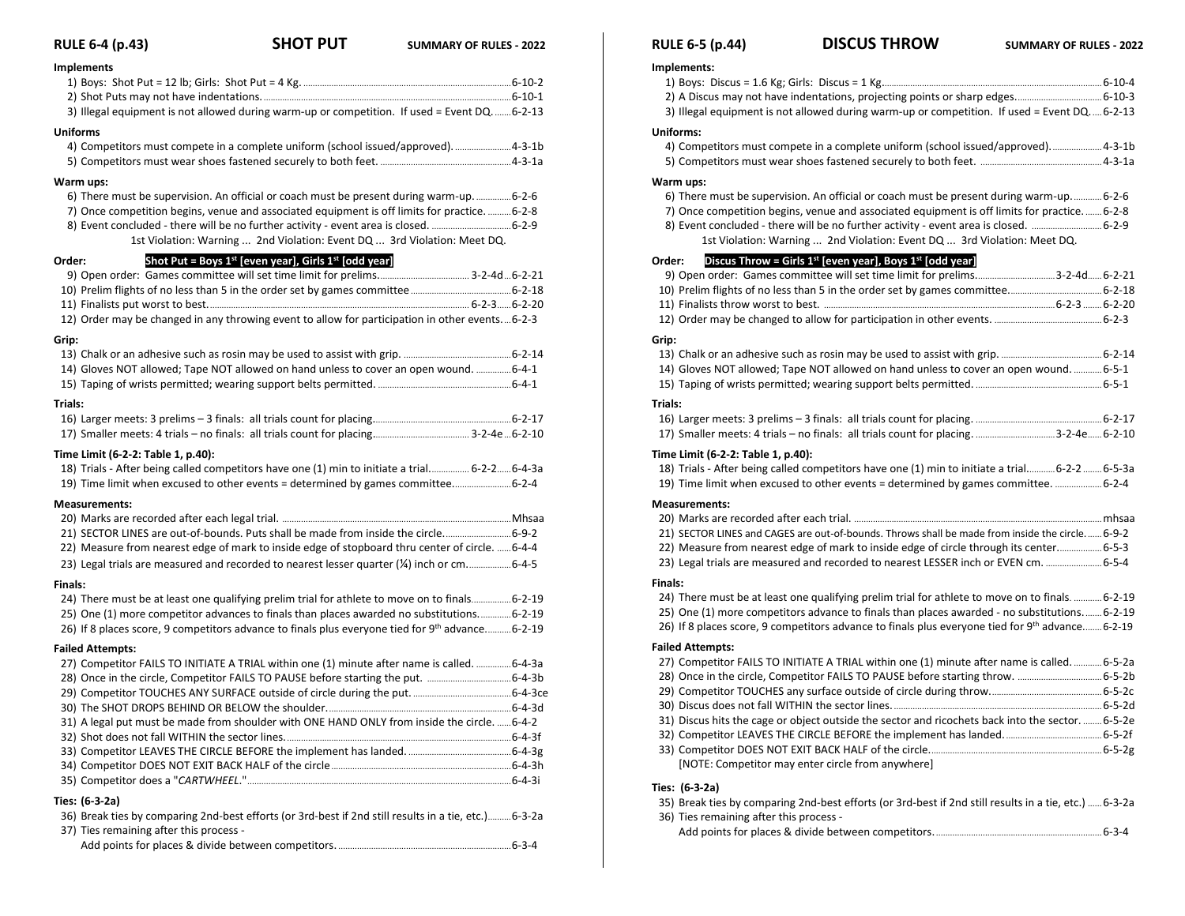## RULE 6-4 (p.43) — SHOT PUT — SUMMARY OF RULES - 2022

### Implements

1) Boys: Shot Put = 12 lb; Girls: Shot Put = 4 Kg. ........ 6-10-2
2) Shot Puts may not have indentations. ........ 6-10-1
3) Illegal equipment is not allowed during warm-up or competition. If used = Event DQ. ........ 6-2-13

### Uniforms

4) Competitors must compete in a complete uniform (school issued/approved). ........ 4-3-1b
5) Competitors must wear shoes fastened securely to both feet. ........ 4-3-1a

### Warm ups:

6) There must be supervision. An official or coach must be present during warm-up. ........ 6-2-6
7) Once competition begins, venue and associated equipment is off limits for practice. ........ 6-2-8
8) Event concluded - there will be no further activity - event area is closed. ........ 6-2-9

1st Violation: Warning ... 2nd Violation: Event DQ ... 3rd Violation: Meet DQ.

### Order: **Shot Put = Boys 1st [even year], Girls 1st [odd year]**

9) Open order: Games committee will set time limit for prelims. ........ 3-2-4d ... 6-2-21
10) Prelim flights of no less than 5 in the order set by games committee ........ 6-2-18
11) Finalists put worst to best. ........ 6-2-3 ..... 6-2-20
12) Order may be changed in any throwing event to allow for participation in other events. ... 6-2-3

### Grip:

13) Chalk or an adhesive such as rosin may be used to assist with grip. ........ 6-2-14
14) Gloves NOT allowed; Tape NOT allowed on hand unless to cover an open wound. ........ 6-4-1
15) Taping of wrists permitted; wearing support belts permitted. ........ 6-4-1

### Trials:

16) Larger meets: 3 prelims – 3 finals: all trials count for placing. ........ 6-2-17
17) Smaller meets: 4 trials – no finals: all trials count for placing. ........ 3-2-4e ... 6-2-10

### Time Limit (6-2-2: Table 1, p.40):

18) Trials - After being called competitors have one (1) min to initiate a trial. ........ 6-2-2 ...... 6-4-3a
19) Time limit when excused to other events = determined by games committee. ........ 6-2-4

### Measurements:

20) Marks are recorded after each legal trial. ........ Mhsaa
21) SECTOR LINES are out-of-bounds. Puts shall be made from inside the circle. ........ 6-9-2
22) Measure from nearest edge of mark to inside edge of stopboard thru center of circle. ...... 6-4-4
23) Legal trials are measured and recorded to nearest lesser quarter (¼) inch or cm. ........ 6-4-5

### Finals:

24) There must be at least one qualifying prelim trial for athlete to move on to finals. ........ 6-2-19
25) One (1) more competitor advances to finals than places awarded no substitutions. ........ 6-2-19
26) If 8 places score, 9 competitors advance to finals plus everyone tied for 9th advance. ........ 6-2-19

### Failed Attempts:

27) Competitor FAILS TO INITIATE A TRIAL within one (1) minute after name is called. ........ 6-4-3a
28) Once in the circle, Competitor FAILS TO PAUSE before starting the put. ........ 6-4-3b
29) Competitor TOUCHES ANY SURFACE outside of circle during the put. ........ 6-4-3ce
30) The SHOT DROPS BEHIND OR BELOW the shoulder. ........ 6-4-3d
31) A legal put must be made from shoulder with ONE HAND ONLY from inside the circle. ...... 6-4-2
32) Shot does not fall WITHIN the sector lines. ........ 6-4-3f
33) Competitor LEAVES THE CIRCLE BEFORE the implement has landed. ........ 6-4-3g
34) Competitor DOES NOT EXIT BACK HALF of the circle ........ 6-4-3h
35) Competitor does a "*CARTWHEEL*." ........ 6-4-3i

### Ties: (6-3-2a)

36) Break ties by comparing 2nd-best efforts (or 3rd-best if 2nd still results in a tie, etc.) ........ 6-3-2a
37) Ties remaining after this process -
    Add points for places & divide between competitors. ........ 6-3-4

## RULE 6-5 (p.44) — DISCUS THROW — SUMMARY OF RULES - 2022

### Implements:

1) Boys: Discus = 1.6 Kg; Girls: Discus = 1 Kg. ........ 6-10-4
2) A Discus may not have indentations, projecting points or sharp edges. ........ 6-10-3
3) Illegal equipment is not allowed during warm-up or competition. If used = Event DQ. .... 6-2-13

### Uniforms:

4) Competitors must compete in a complete uniform (school issued/approved). ........ 4-3-1b
5) Competitors must wear shoes fastened securely to both feet. ........ 4-3-1a

### Warm ups:

6) There must be supervision. An official or coach must be present during warm-up. ........ 6-2-6
7) Once competition begins, venue and associated equipment is off limits for practice. ....... 6-2-8
8) Event concluded - there will be no further activity - event area is closed. ........ 6-2-9

1st Violation: Warning ... 2nd Violation: Event DQ ... 3rd Violation: Meet DQ.

### Order: **Discus Throw = Girls 1st [even year], Boys 1st [odd year]**

9) Open order: Games committee will set time limit for prelims. ........ 3-2-4d ...... 6-2-21
10) Prelim flights of no less than 5 in the order set by games committee. ........ 6-2-18
11) Finalists throw worst to best. ........ 6-2-3 ........ 6-2-20
12) Order may be changed to allow for participation in other events. ........ 6-2-3

### Grip:

13) Chalk or an adhesive such as rosin may be used to assist with grip. ........ 6-2-14
14) Gloves NOT allowed; Tape NOT allowed on hand unless to cover an open wound. ........ 6-5-1
15) Taping of wrists permitted; wearing support belts permitted. ........ 6-5-1

### Trials:

16) Larger meets: 3 prelims – 3 finals: all trials count for placing. ........ 6-2-17
17) Smaller meets: 4 trials – no finals: all trials count for placing. ........ 3-2-4e ...... 6-2-10

### Time Limit (6-2-2: Table 1, p.40):

18) Trials - After being called competitors have one (1) min to initiate a trial. ........ 6-2-2 ........ 6-5-3a
19) Time limit when excused to other events = determined by games committee. ........ 6-2-4

### Measurements:

20) Marks are recorded after each trial. ........ mhsaa
21) SECTOR LINES and CAGES are out-of-bounds. Throws shall be made from inside the circle. ...... 6-9-2
22) Measure from nearest edge of mark to inside edge of circle through its center. ........ 6-5-3
23) Legal trials are measured and recorded to nearest LESSER inch or EVEN cm. ........ 6-5-4

### Finals:

24) There must be at least one qualifying prelim trial for athlete to move on to finals. ........ 6-2-19
25) One (1) more competitors advance to finals than places awarded - no substitutions. ........ 6-2-19
26) If 8 places score, 9 competitors advance to finals plus everyone tied for 9th advance. ........ 6-2-19

### Failed Attempts:

27) Competitor FAILS TO INITIATE A TRIAL within one (1) minute after name is called. ........ 6-5-2a
28) Once in the circle, Competitor FAILS TO PAUSE before starting throw. ........ 6-5-2b
29) Competitor TOUCHES any surface outside of circle during throw. ........ 6-5-2c
30) Discus does not fall WITHIN the sector lines. ........ 6-5-2d
31) Discus hits the cage or object outside the sector and ricochets back into the sector. ........ 6-5-2e
32) Competitor LEAVES THE CIRCLE BEFORE the implement has landed. ........ 6-5-2f
33) Competitor DOES NOT EXIT BACK HALF of the circle. ........ 6-5-2g
    [NOTE: Competitor may enter circle from anywhere]

### Ties: (6-3-2a)

35) Break ties by comparing 2nd-best efforts (or 3rd-best if 2nd still results in a tie, etc.) ...... 6-3-2a
36) Ties remaining after this process -
    Add points for places & divide between competitors. ........ 6-3-4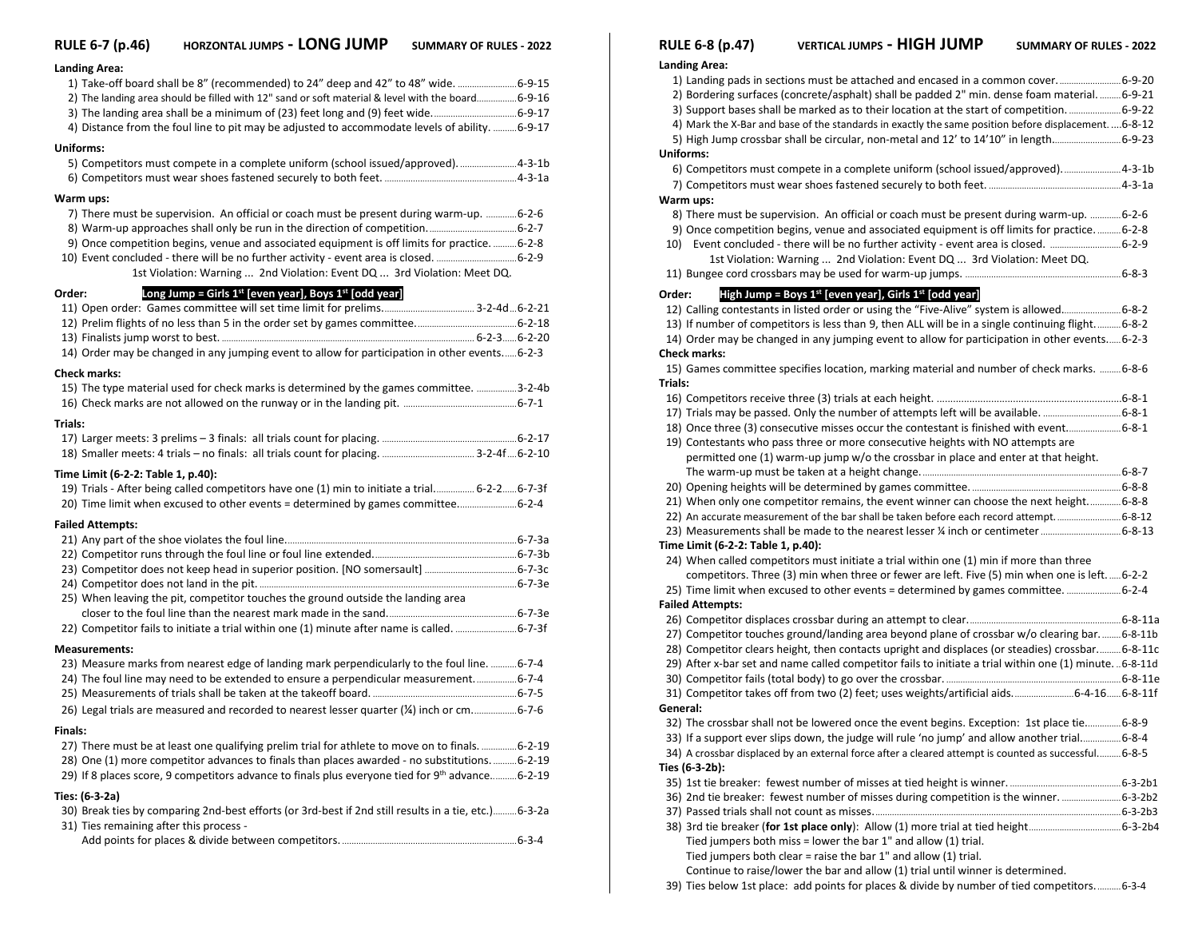## RULE 6-7 (p.46) HORZONTAL JUMPS - LONG JUMP SUMMARY OF RULES - 2022

**Landing Area:**

1) Take-off board shall be 8" (recommended) to 24" deep and 42" to 48" wide. ....6-9-15
2) The landing area should be filled with 12" sand or soft material & level with the board....6-9-16
3) The landing area shall be a minimum of (23) feet long and (9) feet wide. ....6-9-17
4) Distance from the foul line to pit may be adjusted to accommodate levels of ability. ....6-9-17

**Uniforms:**

5) Competitors must compete in a complete uniform (school issued/approved). ....4-3-1b
6) Competitors must wear shoes fastened securely to both feet. ....4-3-1a

**Warm ups:**

7) There must be supervision. An official or coach must be present during warm-up. ....6-2-6
8) Warm-up approaches shall only be run in the direction of competition. ....6-2-7
9) Once competition begins, venue and associated equipment is off limits for practice. ....6-2-8
10) Event concluded - there will be no further activity - event area is closed. ....6-2-9
    1st Violation: Warning ... 2nd Violation: Event DQ ... 3rd Violation: Meet DQ.

**Order:** **Long Jump = Girls 1st [even year], Boys 1st [odd year]**

11) Open order: Games committee will set time limit for prelims. ....3-2-4d....6-2-21
12) Prelim flights of no less than 5 in the order set by games committee. ....6-2-18
13) Finalists jump worst to best. ....6-2-3....6-2-20
14) Order may be changed in any jumping event to allow for participation in other events. ....6-2-3

**Check marks:**

15) The type material used for check marks is determined by the games committee. ....3-2-4b
16) Check marks are not allowed on the runway or in the landing pit. ....6-7-1

**Trials:**

17) Larger meets: 3 prelims – 3 finals: all trials count for placing. ....6-2-17
18) Smaller meets: 4 trials – no finals: all trials count for placing. ....3-2-4f....6-2-10

**Time Limit (6-2-2: Table 1, p.40):**

19) Trials - After being called competitors have one (1) min to initiate a trial. ....6-2-2....6-7-3f
20) Time limit when excused to other events = determined by games committee. ....6-2-4

**Failed Attempts:**

21) Any part of the shoe violates the foul line. ....6-7-3a
22) Competitor runs through the foul line or foul line extended. ....6-7-3b
23) Competitor does not keep head in superior position. [NO somersault] ....6-7-3c
24) Competitor does not land in the pit. ....6-7-3e
25) When leaving the pit, competitor touches the ground outside the landing area closer to the foul line than the nearest mark made in the sand. ....6-7-3e
22) Competitor fails to initiate a trial within one (1) minute after name is called. ....6-7-3f

**Measurements:**

23) Measure marks from nearest edge of landing mark perpendicularly to the foul line. ....6-7-4
24) The foul line may need to be extended to ensure a perpendicular measurement. ....6-7-4
25) Measurements of trials shall be taken at the takeoff board. ....6-7-5
26) Legal trials are measured and recorded to nearest lesser quarter (¼) inch or cm. ....6-7-6

**Finals:**

27) There must be at least one qualifying prelim trial for athlete to move on to finals. ....6-2-19
28) One (1) more competitor advances to finals than places awarded - no substitutions. ....6-2-19
29) If 8 places score, 9 competitors advance to finals plus everyone tied for 9th advance. ....6-2-19

**Ties: (6-3-2a)**

30) Break ties by comparing 2nd-best efforts (or 3rd-best if 2nd still results in a tie, etc.) ....6-3-2a
31) Ties remaining after this process - Add points for places & divide between competitors. ....6-3-4

## RULE 6-8 (p.47) VERTICAL JUMPS - HIGH JUMP SUMMARY OF RULES - 2022

**Landing Area:**

1) Landing pads in sections must be attached and encased in a common cover. ....6-9-20
2) Bordering surfaces (concrete/asphalt) shall be padded 2" min. dense foam material. ....6-9-21
3) Support bases shall be marked as to their location at the start of competition. ....6-9-22
4) Mark the X-Bar and base of the standards in exactly the same position before displacement. ....6-8-12
5) High Jump crossbar shall be circular, non-metal and 12' to 14'10" in length. ....6-9-23

**Uniforms:**

6) Competitors must compete in a complete uniform (school issued/approved). ....4-3-1b
7) Competitors must wear shoes fastened securely to both feet. ....4-3-1a

**Warm ups:**

8) There must be supervision. An official or coach must be present during warm-up. ....6-2-6
9) Once competition begins, venue and associated equipment is off limits for practice. ....6-2-8
10) Event concluded - there will be no further activity - event area is closed. ....6-2-9
    1st Violation: Warning ... 2nd Violation: Event DQ ... 3rd Violation: Meet DQ.
11) Bungee cord crossbars may be used for warm-up jumps. ....6-8-3

**Order:** **High Jump = Boys 1st [even year], Girls 1st [odd year]**

12) Calling contestants in listed order or using the "Five-Alive" system is allowed. ....6-8-2
13) If number of competitors is less than 9, then ALL will be in a single continuing flight. ....6-8-2
14) Order may be changed in any jumping event to allow for participation in other events. ....6-2-3

**Check marks:**

15) Games committee specifies location, marking material and number of check marks. ....6-8-6

**Trials:**

16) Competitors receive three (3) trials at each height. ....6-8-1
17) Trials may be passed. Only the number of attempts left will be available. ....6-8-1
18) Once three (3) consecutive misses occur the contestant is finished with event. ....6-8-1
19) Contestants who pass three or more consecutive heights with NO attempts are permitted one (1) warm-up jump w/o the crossbar in place and enter at that height. The warm-up must be taken at a height change. ....6-8-7
20) Opening heights will be determined by games committee. ....6-8-8
21) When only one competitor remains, the event winner can choose the next height. ....6-8-8
22) An accurate measurement of the bar shall be taken before each record attempt. ....6-8-12
23) Measurements shall be made to the nearest lesser ¼ inch or centimeter ....6-8-13

**Time Limit (6-2-2: Table 1, p.40):**

24) When called competitors must initiate a trial within one (1) min if more than three competitors. Three (3) min when three or fewer are left. Five (5) min when one is left. ....6-2-2
25) Time limit when excused to other events = determined by games committee. ....6-2-4

**Failed Attempts:**

26) Competitor displaces crossbar during an attempt to clear. ....6-8-11a
27) Competitor touches ground/landing area beyond plane of crossbar w/o clearing bar. ....6-8-11b
28) Competitor clears height, then contacts upright and displaces (or steadies) crossbar. ....6-8-11c
29) After x-bar set and name called competitor fails to initiate a trial within one (1) minute. ....6-8-11d
30) Competitor fails (total body) to go over the crossbar. ....6-8-11e
31) Competitor takes off from two (2) feet; uses weights/artificial aids. ....6-4-16....6-8-11f

**General:**

32) The crossbar shall not be lowered once the event begins. Exception: 1st place tie. ....6-8-9
33) If a support ever slips down, the judge will rule 'no jump' and allow another trial. ....6-8-4
34) A crossbar displaced by an external force after a cleared attempt is counted as successful. ....6-8-5

**Ties (6-3-2b):**

35) 1st tie breaker: fewest number of misses at tied height is winner. ....6-3-2b1
36) 2nd tie breaker: fewest number of misses during competition is the winner. ....6-3-2b2
37) Passed trials shall not count as misses. ....6-3-2b3
38) 3rd tie breaker (**for 1st place only**): Allow (1) more trial at tied height ....6-3-2b4
    Tied jumpers both miss = lower the bar 1" and allow (1) trial.
    Tied jumpers both clear = raise the bar 1" and allow (1) trial.
    Continue to raise/lower the bar and allow (1) trial until winner is determined.
39) Ties below 1st place: add points for places & divide by number of tied competitors. ....6-3-4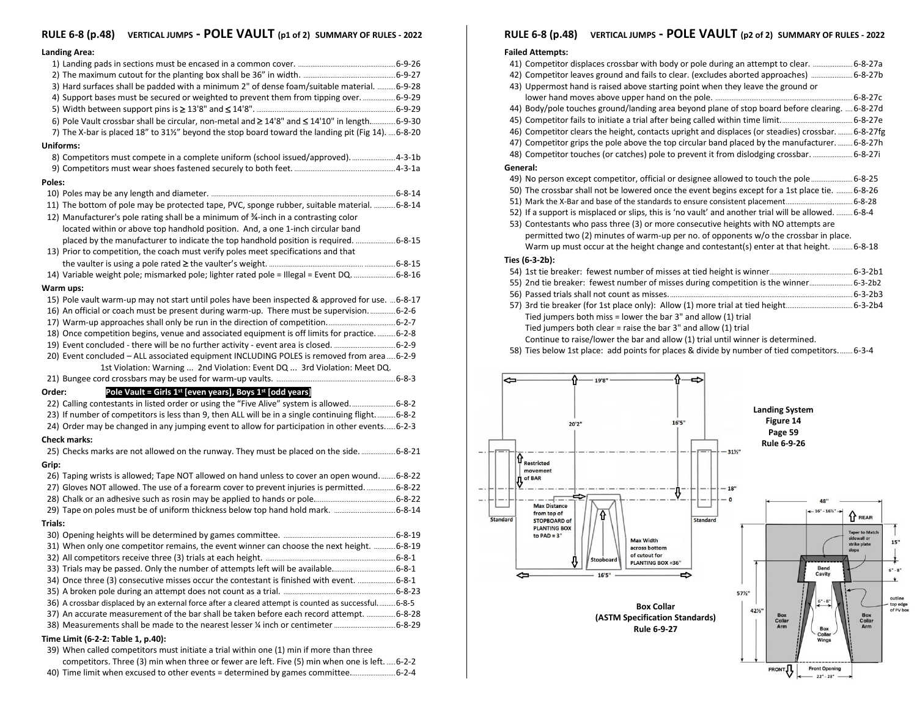## RULE 6-8 (p.48) VERTICAL JUMPS - POLE VAULT (p1 of 2) SUMMARY OF RULES - 2022

**Landing Area:**

1) Landing pads in sections must be encased in a common cover. ......6-9-26
2) The maximum cutout for the planting box shall be 36" in width. ......6-9-27
3) Hard surfaces shall be padded with a minimum 2" of dense foam/suitable material. ......6-9-28
4) Support bases must be secured or weighted to prevent them from tipping over. ......6-9-29
5) Width between support pins is ≥ 13'8" and ≤ 14'8". ......6-9-29
6) Pole Vault crossbar shall be circular, non-metal and ≥ 14'8" and ≤ 14'10" in length. ......6-9-30
7) The X-bar is placed 18" to 31½" beyond the stop board toward the landing pit (Fig 14). ......6-8-20

**Uniforms:**

8) Competitors must compete in a complete uniform (school issued/approved). ......4-3-1b
9) Competitors must wear shoes fastened securely to both feet. ......4-3-1a

**Poles:**

10) Poles may be any length and diameter. ......6-8-14
11) The bottom of pole may be protected tape, PVC, sponge rubber, suitable material. ......6-8-14
12) Manufacturer's pole rating shall be a minimum of ¾-inch in a contrasting color located within or above top handhold position. And, a one 1-inch circular band placed by the manufacturer to indicate the top handhold position is required. ......6-8-15
13) Prior to competition, the coach must verify poles meet specifications and that the vaulter is using a pole rated ≥ the vaulter's weight. ......6-8-15
14) Variable weight pole; mismarked pole; lighter rated pole = Illegal = Event DQ. ......6-8-16

**Warm ups:**

15) Pole vault warm-up may not start until poles have been inspected & approved for use. ...6-8-17
16) An official or coach must be present during warm-up. There must be supervision. ......6-2-6
17) Warm-up approaches shall only be run in the direction of competition. ......6-2-7
18) Once competition begins, venue and associated equipment is off limits for practice. ......6-2-8
19) Event concluded - there will be no further activity - event area is closed. ......6-2-9
20) Event concluded – ALL associated equipment INCLUDING POLES is removed from area ......6-2-9
    1st Violation: Warning ... 2nd Violation: Event DQ ... 3rd Violation: Meet DQ.
21) Bungee cord crossbars may be used for warm-up vaults. ......6-8-3

**Order:** **Pole Vault = Girls 1st [even years], Boys 1st [odd years]**

22) Calling contestants in listed order or using the "Five Alive" system is allowed. ......6-8-2
23) If number of competitors is less than 9, then ALL will be in a single continuing flight. ......6-8-2
24) Order may be changed in any jumping event to allow for participation in other events. ......6-2-3

**Check marks:**

25) Checks marks are not allowed on the runway. They must be placed on the side. ......6-8-21

**Grip:**

26) Taping wrists is allowed; Tape NOT allowed on hand unless to cover an open wound. ......6-8-22
27) Gloves NOT allowed. The use of a forearm cover to prevent injuries is permitted. ......6-8-22
28) Chalk or an adhesive such as rosin may be applied to hands or pole. ......6-8-22
29) Tape on poles must be of uniform thickness below top hand hold mark. ......6-8-14

**Trials:**

30) Opening heights will be determined by games committee. ......6-8-19
31) When only one competitor remains, the event winner can choose the next height. ......6-8-19
32) All competitors receive three (3) trials at each height. ......6-8-1
33) Trials may be passed. Only the number of attempts left will be available. ......6-8-1
34) Once three (3) consecutive misses occur the contestant is finished with event. ......6-8-1
35) A broken pole during an attempt does not count as a trial. ......6-8-23
36) A crossbar displaced by an external force after a cleared attempt is counted as successful. ......6-8-5
37) An accurate measurement of the bar shall be taken before each record attempt. ......6-8-28
38) Measurements shall be made to the nearest lesser ¼ inch or centimeter ......6-8-29

**Time Limit (6-2-2: Table 1, p.40):**

39) When called competitors must initiate a trial within one (1) min if more than three competitors. Three (3) min when three or fewer are left. Five (5) min when one is left. ......6-2-2
40) Time limit when excused to other events = determined by games committee. ......6-2-4

## RULE 6-8 (p.48) VERTICAL JUMPS - POLE VAULT (p2 of 2) SUMMARY OF RULES - 2022

**Failed Attempts:**

41) Competitor displaces crossbar with body or pole during an attempt to clear. ......6-8-27a
42) Competitor leaves ground and fails to clear. (excludes aborted approaches) ......6-8-27b
43) Uppermost hand is raised above starting point when they leave the ground or lower hand moves above upper hand on the pole. ......6-8-27c
44) Body/pole touches ground/landing area beyond plane of stop board before clearing. ......6-8-27d
45) Competitor fails to initiate a trial after being called within time limit. ......6-8-27e
46) Competitor clears the height, contacts upright and displaces (or steadies) crossbar. ......6-8-27fg
47) Competitor grips the pole above the top circular band placed by the manufacturer. ......6-8-27h
48) Competitor touches (or catches) pole to prevent it from dislodging crossbar. ......6-8-27i

**General:**

49) No person except competitor, official or designee allowed to touch the pole ......6-8-25
50) The crossbar shall not be lowered once the event begins except for a 1st place tie. ......6-8-26
51) Mark the X-Bar and base of the standards to ensure consistent placement ......6-8-28
52) If a support is misplaced or slips, this is 'no vault' and another trial will be allowed. ......6-8-4
53) Contestants who pass three (3) or more consecutive heights with NO attempts are permitted two (2) minutes of warm-up per no. of opponents w/o the crossbar in place. Warm up must occur at the height change and contestant(s) enter at that height. ......6-8-18

**Ties (6-3-2b):**

54) 1st tie breaker: fewest number of misses at tied height is winner ......6-3-2b1
55) 2nd tie breaker: fewest number of misses during competition is the winner ......6-3-2b2
56) Passed trials shall not count as misses. ......6-3-2b3
57) 3rd tie breaker (for 1st place only): Allow (1) more trial at tied height ......6-3-2b4
    Tied jumpers both miss = lower the bar 3" and allow (1) trial
    Tied jumpers both clear = raise the bar 3" and allow (1) trial
    Continue to raise/lower the bar and allow (1) trial until winner is determined.
58) Ties below 1st place: add points for places & divide by number of tied competitors. ......6-3-4

**Landing System**
**Figure 14**
**Page 59**
**Rule 6-9-26**

19'8" — 20'2" — 16'5" — 31½" — 18" — 0 — Restricted movement of BAR — Standard — Standard — Max Distance from top of STOPBOARD of PLANTING BOX to PAD = 3" — Stopboard — Max Width across bottom of cutout for PLANTING BOX =36" — 16'5"

**Box Collar**
**(ASTM Specification Standards)**
**Rule 6-9-27**

48" — 16" - 16½" — REAR — Taper to Match sidewall or strike plate slope — 15" — Bend Cavity — 6" - 8" — outline top edge of PV box — 57½" — 42½" — 6" - 8" — Box Collar Arm — Box Collar Arm — Box Collar Wings — FRONT — Front Opening 22" - 23"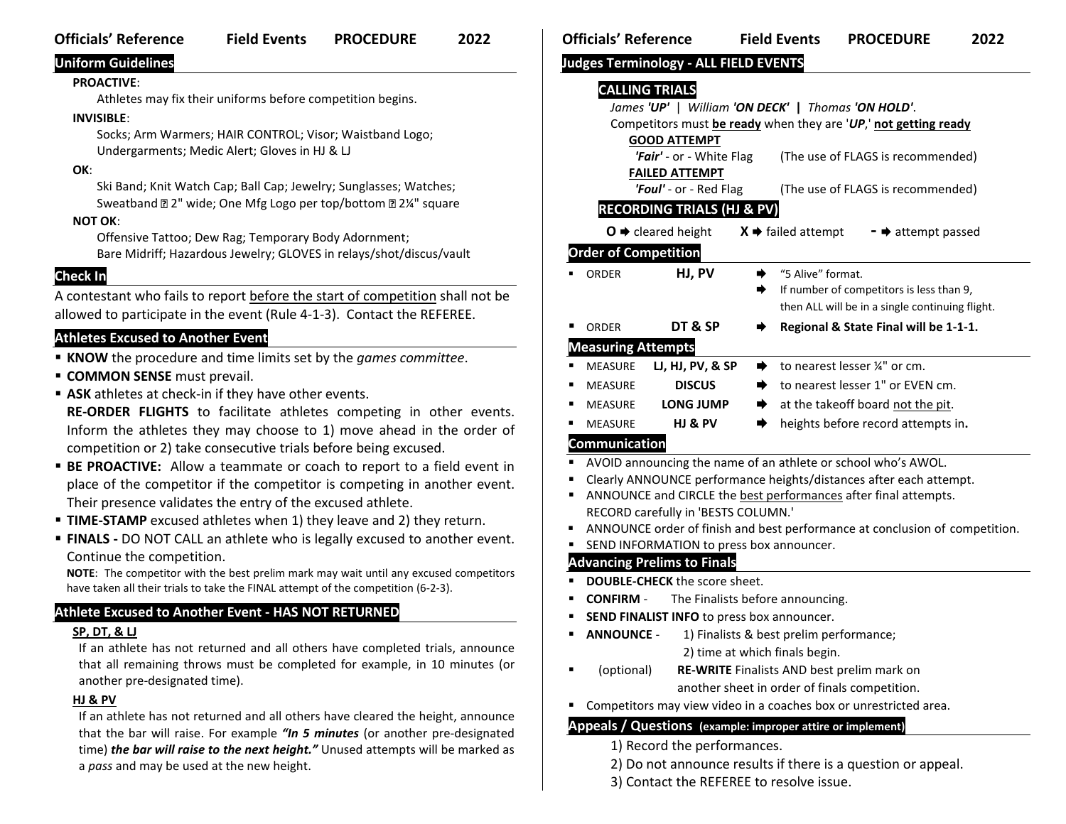## Uniform Guidelines

**PROACTIVE**:

Athletes may fix their uniforms before competition begins.

**INVISIBLE**:

Socks; Arm Warmers; HAIR CONTROL; Visor; Waistband Logo; Undergarments; Medic Alert; Gloves in HJ & LJ

**OK**:

Ski Band; Knit Watch Cap; Ball Cap; Jewelry; Sunglasses; Watches; Sweatband ≤ 2" wide; One Mfg Logo per top/bottom ≤ 2¼" square

**NOT OK**:

Offensive Tattoo; Dew Rag; Temporary Body Adornment; Bare Midriff; Hazardous Jewelry; GLOVES in relays/shot/discus/vault

## Check In

A contestant who fails to report before the start of competition shall not be allowed to participate in the event (Rule 4-1-3). Contact the REFEREE.

## Athletes Excused to Another Event

- **KNOW** the procedure and time limits set by the *games committee*.
- **COMMON SENSE** must prevail.
- **ASK** athletes at check-in if they have other events.
  **RE-ORDER FLIGHTS** to facilitate athletes competing in other events. Inform the athletes they may choose to 1) move ahead in the order of competition or 2) take consecutive trials before being excused.
- **BE PROACTIVE:** Allow a teammate or coach to report to a field event in place of the competitor if the competitor is competing in another event. Their presence validates the entry of the excused athlete.
- **TIME-STAMP** excused athletes when 1) they leave and 2) they return.
- **FINALS -** DO NOT CALL an athlete who is legally excused to another event. Continue the competition.

**NOTE**: The competitor with the best prelim mark may wait until any excused competitors have taken all their trials to take the FINAL attempt of the competition (6-2-3).

## Athlete Excused to Another Event - HAS NOT RETURNED

**SP, DT, & LJ**

If an athlete has not returned and all others have completed trials, announce that all remaining throws must be completed for example, in 10 minutes (or another pre-designated time).

**HJ & PV**

If an athlete has not returned and all others have cleared the height, announce that the bar will raise. For example ***"In 5 minutes*** (or another pre-designated time) ***the bar will raise to the next height."*** Unused attempts will be marked as a *pass* and may be used at the new height.

## Judges Terminology - ALL FIELD EVENTS

### CALLING TRIALS

*James **'UP'*** | *William **'ON DECK'*** | *Thomas **'ON HOLD'***.

Competitors must **be ready** when they are '*UP*,' **not getting ready**

**GOOD ATTEMPT**

***'Fair'*** - or - White Flag (The use of FLAGS is recommended)

**FAILED ATTEMPT**

***'Foul'*** - or - Red Flag (The use of FLAGS is recommended)

### RECORDING TRIALS (HJ & PV)

**O** ➡ cleared height **X** ➡ failed attempt **-** ➡ attempt passed

## Order of Competition

- ORDER **HJ, PV** ➡ "5 Alive" format.
  ➡ If number of competitors is less than 9, then ALL will be in a single continuing flight.
- ORDER **DT & SP** ➡ **Regional & State Final will be 1-1-1.**

## Measuring Attempts

- MEASURE **LJ, HJ, PV, & SP** ➡ to nearest lesser ¼" or cm.
- MEASURE **DISCUS** ➡ to nearest lesser 1" or EVEN cm.
- MEASURE **LONG JUMP** ➡ at the takeoff board not the pit.
- MEASURE **HJ & PV** ➡ heights before record attempts in**.**

## Communication

- AVOID announcing the name of an athlete or school who's AWOL.
- Clearly ANNOUNCE performance heights/distances after each attempt.
- ANNOUNCE and CIRCLE the best performances after final attempts. RECORD carefully in 'BESTS COLUMN.'
- ANNOUNCE order of finish and best performance at conclusion of competition.
- SEND INFORMATION to press box announcer.

## Advancing Prelims to Finals

- **DOUBLE-CHECK** the score sheet.
- **CONFIRM** - The Finalists before announcing.
- **SEND FINALIST INFO** to press box announcer.
- **ANNOUNCE** - 1) Finalists & best prelim performance; 2) time at which finals begin.
- (optional) **RE-WRITE** Finalists AND best prelim mark on another sheet in order of finals competition.
- Competitors may view video in a coaches box or unrestricted area.

## Appeals / Questions (example: improper attire or implement)

1) Record the performances.
2) Do not announce results if there is a question or appeal.
3) Contact the REFEREE to resolve issue.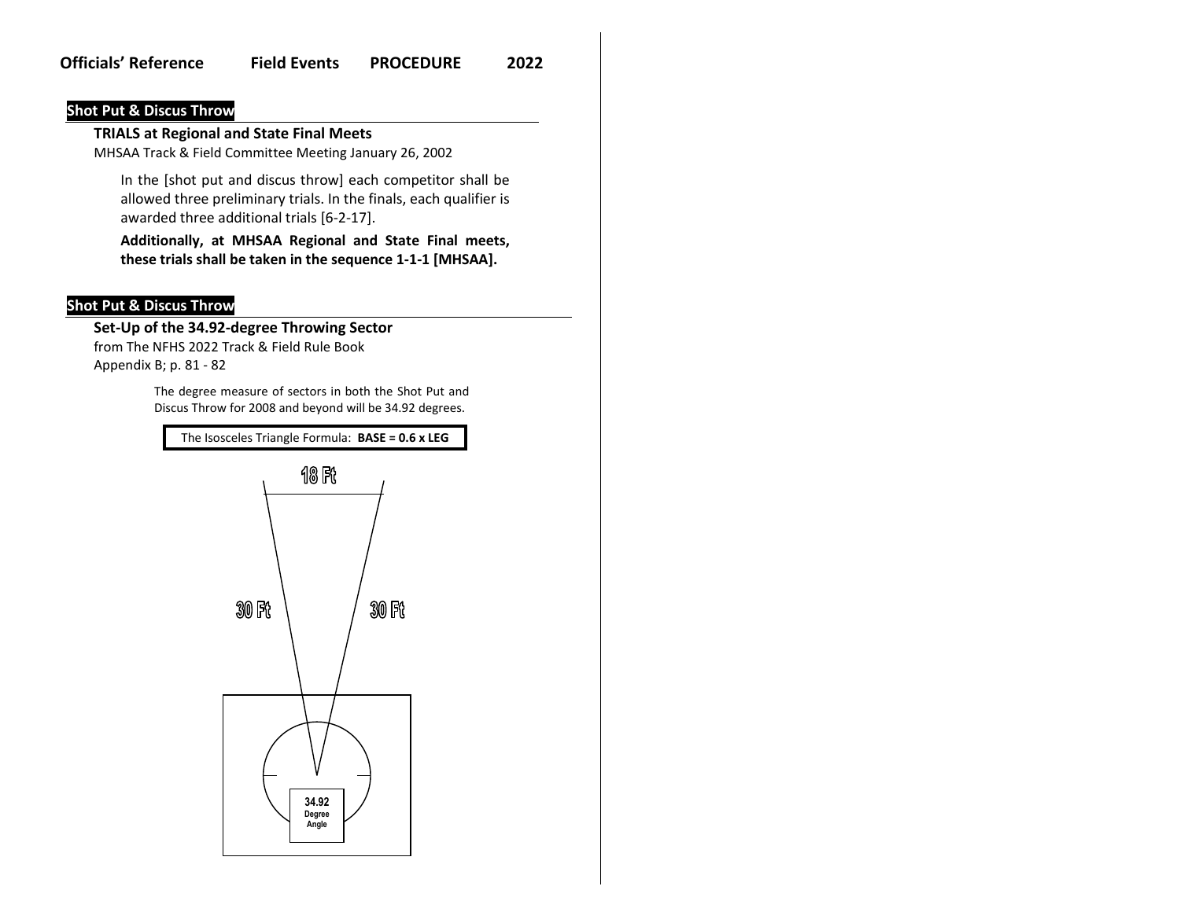## Shot Put & Discus Throw

### TRIALS at Regional and State Final Meets

MHSAA Track & Field Committee Meeting January 26, 2002

In the [shot put and discus throw] each competitor shall be allowed three preliminary trials. In the finals, each qualifier is awarded three additional trials [6-2-17].

**Additionally, at MHSAA Regional and State Final meets, these trials shall be taken in the sequence 1-1-1 [MHSAA].**

## Shot Put & Discus Throw

### Set-Up of the 34.92-degree Throwing Sector

from The NFHS 2022 Track & Field Rule Book
Appendix B; p. 81 - 82

The degree measure of sectors in both the Shot Put and Discus Throw for 2008 and beyond will be 34.92 degrees.

The Isosceles Triangle Formula: **BASE = 0.6 x LEG**

18 Ft

30 Ft

30 Ft

34.92
Degree
Angle